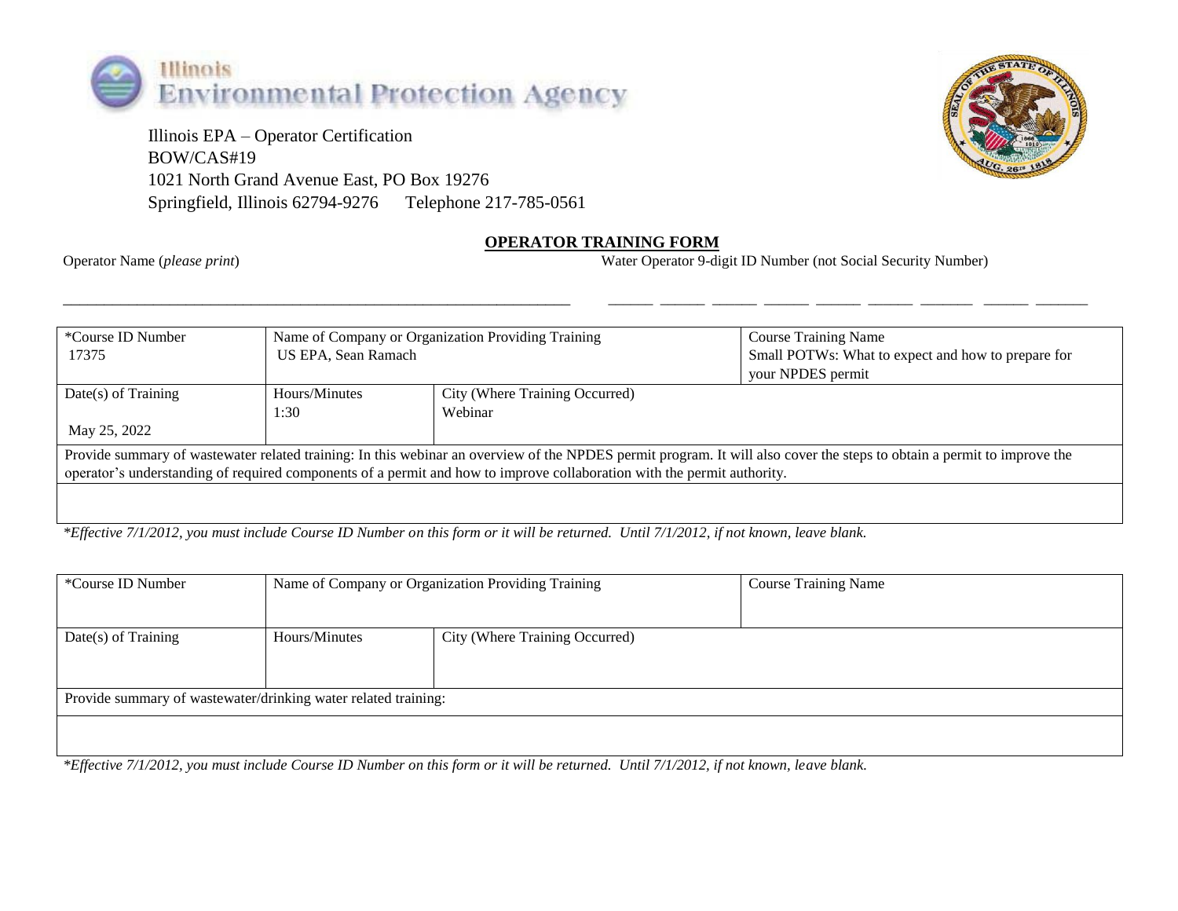Illinois Environmental Protection Agency

Illinois EPA – Operator Certification
BOW/CAS#19
1021 North Grand Avenue East, PO Box 19276
Springfield, Illinois 62794-9276      Telephone 217-785-0561

## OPERATOR TRAINING FORM

Operator Name (*please print*) \_\_\_\_\_\_\_\_\_\_\_\_\_\_\_\_\_\_\_\_\_\_\_\_\_\_\_\_\_\_\_\_\_\_\_\_\_\_\_\_

Water Operator 9-digit ID Number (not Social Security Number) \_\_\_ \_\_\_ \_\_\_ \_\_\_ \_\_\_ \_\_\_ \_\_\_ \_\_\_ \_\_\_

| *Course ID Number | Name of Company or Organization Providing Training | | Course Training Name |
|---|---|---|---|
| 17375 | US EPA, Sean Ramach | | Small POTWs: What to expect and how to prepare for your NPDES permit |
| Date(s) of Training | Hours/Minutes | City (Where Training Occurred) | |
| May 25, 2022 | 1:30 | Webinar | |
| Provide summary of wastewater related training: In this webinar an overview of the NPDES permit program. It will also cover the steps to obtain a permit to improve the operator's understanding of required components of a permit and how to improve collaboration with the permit authority. | | | |
| | | | |

**Effective 7/1/2012, you must include Course ID Number on this form or it will be returned. Until 7/1/2012, if not known, leave blank.*

| *Course ID Number | Name of Company or Organization Providing Training | | Course Training Name |
|---|---|---|---|
| | | | |
| Date(s) of Training | Hours/Minutes | City (Where Training Occurred) | |
| | | | |
| Provide summary of wastewater/drinking water related training: | | | |
| | | | |

**Effective 7/1/2012, you must include Course ID Number on this form or it will be returned. Until 7/1/2012, if not known, leave blank.*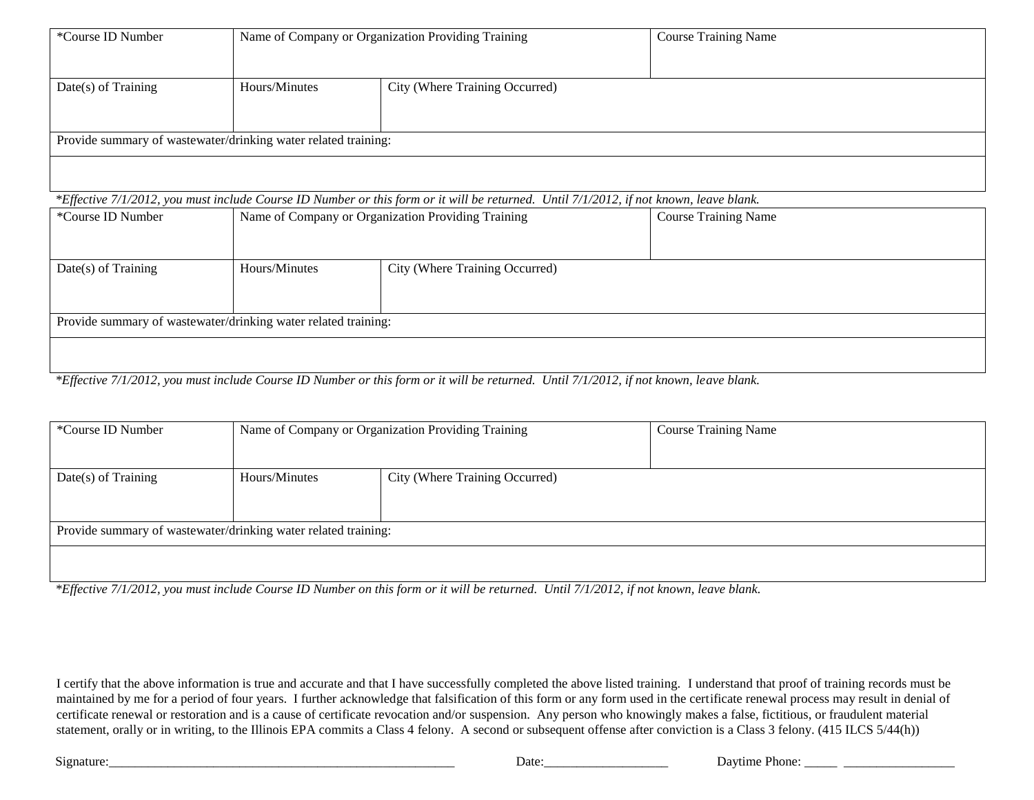| *Course ID Number | Name of Company or Organization Providing Training | | Course Training Name |
|---|---|---|---|
| Date(s) of Training | Hours/Minutes | City (Where Training Occurred) | |
| Provide summary of wastewater/drinking water related training: | | | |
| | | | |

*\*Effective 7/1/2012, you must include Course ID Number or this form or it will be returned. Until 7/1/2012, if not known, leave blank.*

| *Course ID Number | Name of Company or Organization Providing Training | | Course Training Name |
|---|---|---|---|
| Date(s) of Training | Hours/Minutes | City (Where Training Occurred) | |
| Provide summary of wastewater/drinking water related training: | | | |
| | | | |

*\*Effective 7/1/2012, you must include Course ID Number or this form or it will be returned. Until 7/1/2012, if not known, leave blank.*

| *Course ID Number | Name of Company or Organization Providing Training | | Course Training Name |
|---|---|---|---|
| Date(s) of Training | Hours/Minutes | City (Where Training Occurred) | |
| Provide summary of wastewater/drinking water related training: | | | |
| | | | |

*\*Effective 7/1/2012, you must include Course ID Number on this form or it will be returned. Until 7/1/2012, if not known, leave blank.*

I certify that the above information is true and accurate and that I have successfully completed the above listed training. I understand that proof of training records must be maintained by me for a period of four years. I further acknowledge that falsification of this form or any form used in the certificate renewal process may result in denial of certificate renewal or restoration and is a cause of certificate revocation and/or suspension. Any person who knowingly makes a false, fictitious, or fraudulent material statement, orally or in writing, to the Illinois EPA commits a Class 4 felony. A second or subsequent offense after conviction is a Class 3 felony. (415 ILCS 5/44(h))

Signature:_______________________________________________________ Date:___________________ Daytime Phone: _____ _________________